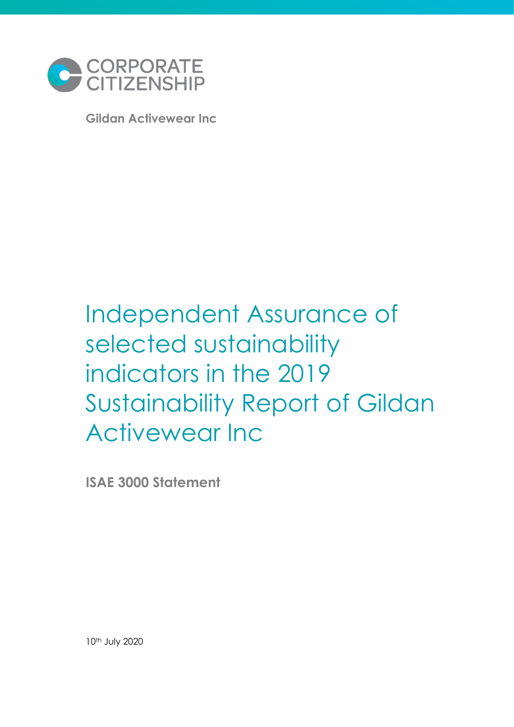CORPORATE CITIZENSHIP

**Gildan Activewear Inc**

# Independent Assurance of selected sustainability indicators in the 2019 Sustainability Report of Gildan Activewear Inc

**ISAE 3000 Statement**

10th July 2020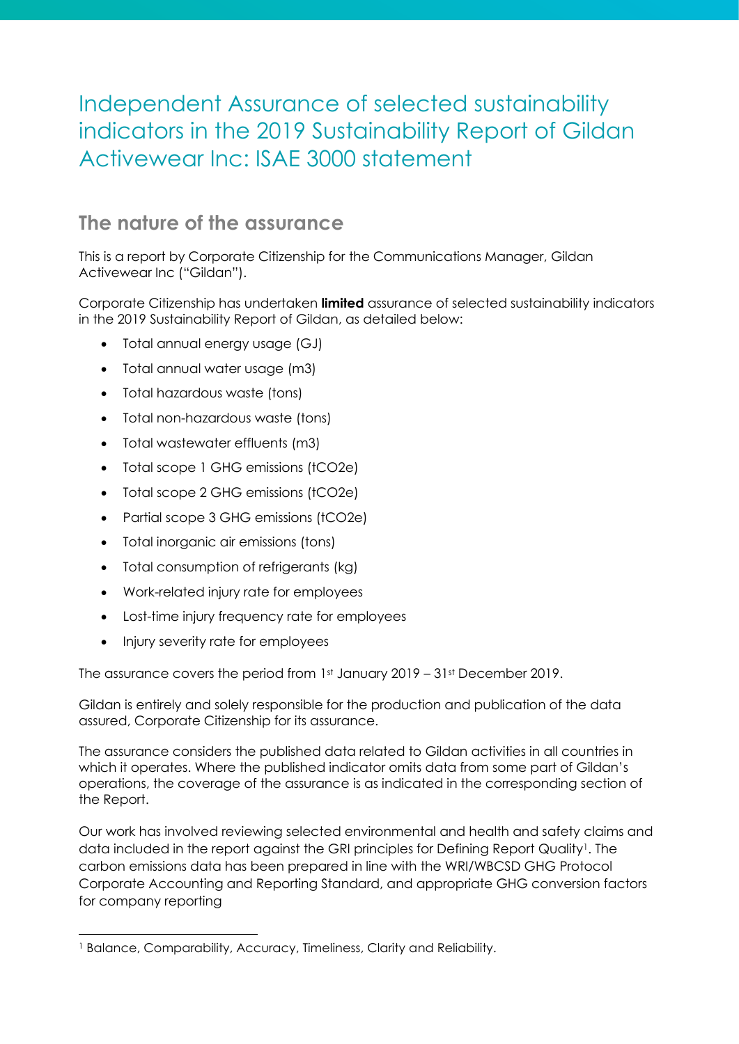# Independent Assurance of selected sustainability indicators in the 2019 Sustainability Report of Gildan Activewear Inc: ISAE 3000 statement

## The nature of the assurance

This is a report by Corporate Citizenship for the Communications Manager, Gildan Activewear Inc ("Gildan").

Corporate Citizenship has undertaken **limited** assurance of selected sustainability indicators in the 2019 Sustainability Report of Gildan, as detailed below:

- Total annual energy usage (GJ)
- Total annual water usage (m3)
- Total hazardous waste (tons)
- Total non-hazardous waste (tons)
- Total wastewater effluents (m3)
- Total scope 1 GHG emissions (tCO2e)
- Total scope 2 GHG emissions (tCO2e)
- Partial scope 3 GHG emissions (tCO2e)
- Total inorganic air emissions (tons)
- Total consumption of refrigerants (kg)
- Work-related injury rate for employees
- Lost-time injury frequency rate for employees
- Injury severity rate for employees

The assurance covers the period from 1st January 2019 – 31st December 2019.

Gildan is entirely and solely responsible for the production and publication of the data assured, Corporate Citizenship for its assurance.

The assurance considers the published data related to Gildan activities in all countries in which it operates. Where the published indicator omits data from some part of Gildan's operations, the coverage of the assurance is as indicated in the corresponding section of the Report.

Our work has involved reviewing selected environmental and health and safety claims and data included in the report against the GRI principles for Defining Report Quality[1]. The carbon emissions data has been prepared in line with the WRI/WBCSD GHG Protocol Corporate Accounting and Reporting Standard, and appropriate GHG conversion factors for company reporting

[1] Balance, Comparability, Accuracy, Timeliness, Clarity and Reliability.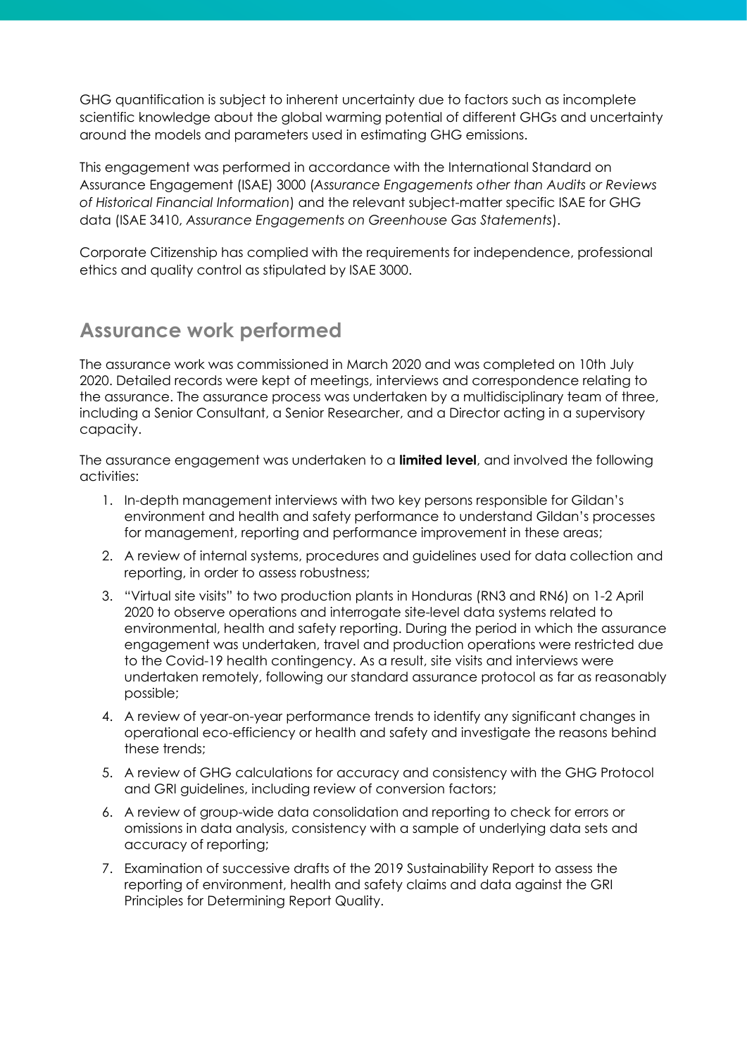GHG quantification is subject to inherent uncertainty due to factors such as incomplete scientific knowledge about the global warming potential of different GHGs and uncertainty around the models and parameters used in estimating GHG emissions.

This engagement was performed in accordance with the International Standard on Assurance Engagement (ISAE) 3000 (*Assurance Engagements other than Audits or Reviews of Historical Financial Information*) and the relevant subject-matter specific ISAE for GHG data (ISAE 3410, *Assurance Engagements on Greenhouse Gas Statements*).

Corporate Citizenship has complied with the requirements for independence, professional ethics and quality control as stipulated by ISAE 3000.

## Assurance work performed

The assurance work was commissioned in March 2020 and was completed on 10th July 2020. Detailed records were kept of meetings, interviews and correspondence relating to the assurance. The assurance process was undertaken by a multidisciplinary team of three, including a Senior Consultant, a Senior Researcher, and a Director acting in a supervisory capacity.

The assurance engagement was undertaken to a **limited level**, and involved the following activities:

1. In-depth management interviews with two key persons responsible for Gildan's environment and health and safety performance to understand Gildan's processes for management, reporting and performance improvement in these areas;
2. A review of internal systems, procedures and guidelines used for data collection and reporting, in order to assess robustness;
3. "Virtual site visits" to two production plants in Honduras (RN3 and RN6) on 1-2 April 2020 to observe operations and interrogate site-level data systems related to environmental, health and safety reporting. During the period in which the assurance engagement was undertaken, travel and production operations were restricted due to the Covid-19 health contingency. As a result, site visits and interviews were undertaken remotely, following our standard assurance protocol as far as reasonably possible;
4. A review of year-on-year performance trends to identify any significant changes in operational eco-efficiency or health and safety and investigate the reasons behind these trends;
5. A review of GHG calculations for accuracy and consistency with the GHG Protocol and GRI guidelines, including review of conversion factors;
6. A review of group-wide data consolidation and reporting to check for errors or omissions in data analysis, consistency with a sample of underlying data sets and accuracy of reporting;
7. Examination of successive drafts of the 2019 Sustainability Report to assess the reporting of environment, health and safety claims and data against the GRI Principles for Determining Report Quality.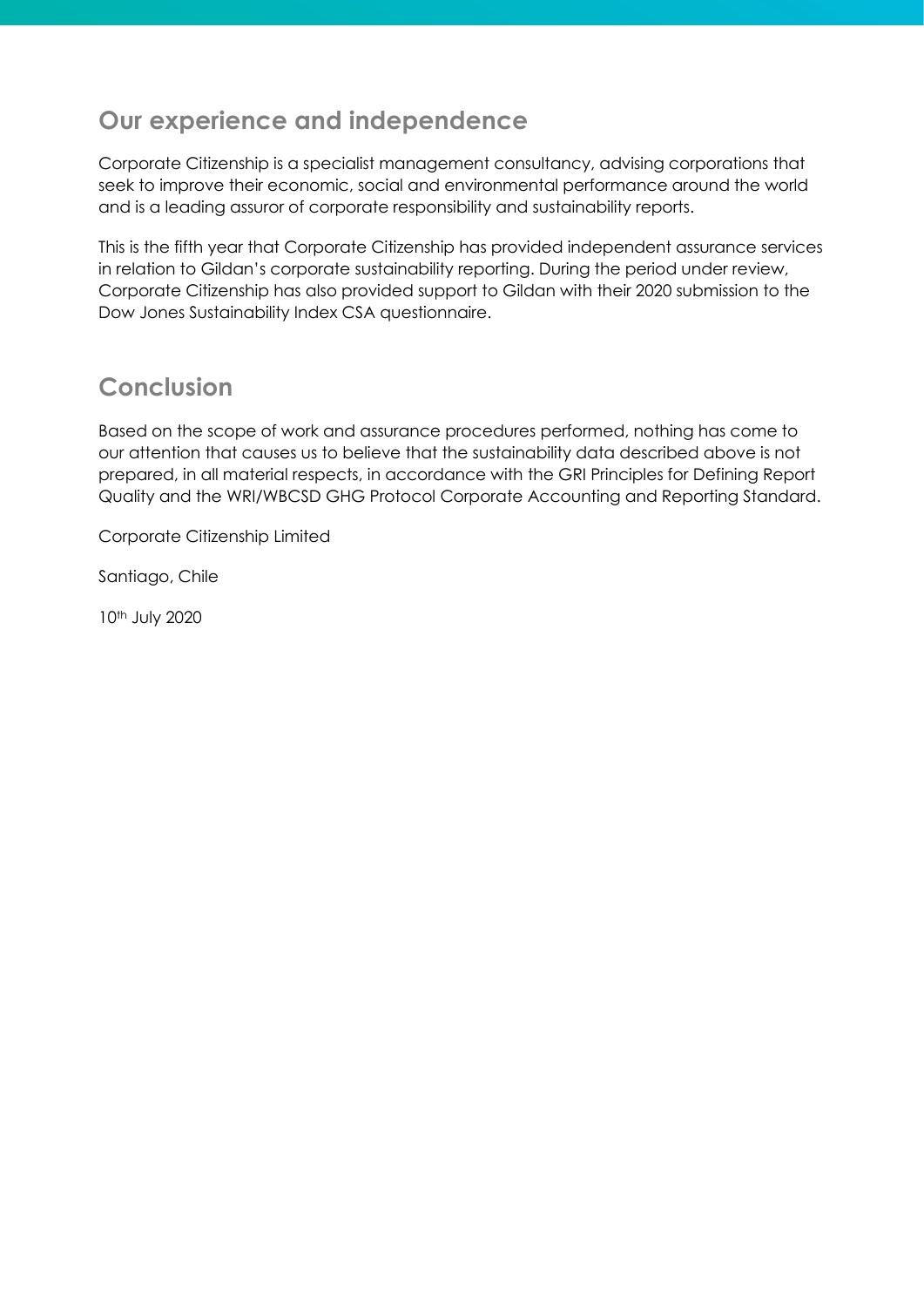## Our experience and independence

Corporate Citizenship is a specialist management consultancy, advising corporations that seek to improve their economic, social and environmental performance around the world and is a leading assuror of corporate responsibility and sustainability reports.

This is the fifth year that Corporate Citizenship has provided independent assurance services in relation to Gildan's corporate sustainability reporting. During the period under review, Corporate Citizenship has also provided support to Gildan with their 2020 submission to the Dow Jones Sustainability Index CSA questionnaire.

## Conclusion

Based on the scope of work and assurance procedures performed, nothing has come to our attention that causes us to believe that the sustainability data described above is not prepared, in all material respects, in accordance with the GRI Principles for Defining Report Quality and the WRI/WBCSD GHG Protocol Corporate Accounting and Reporting Standard.

Corporate Citizenship Limited

Santiago, Chile

10th July 2020